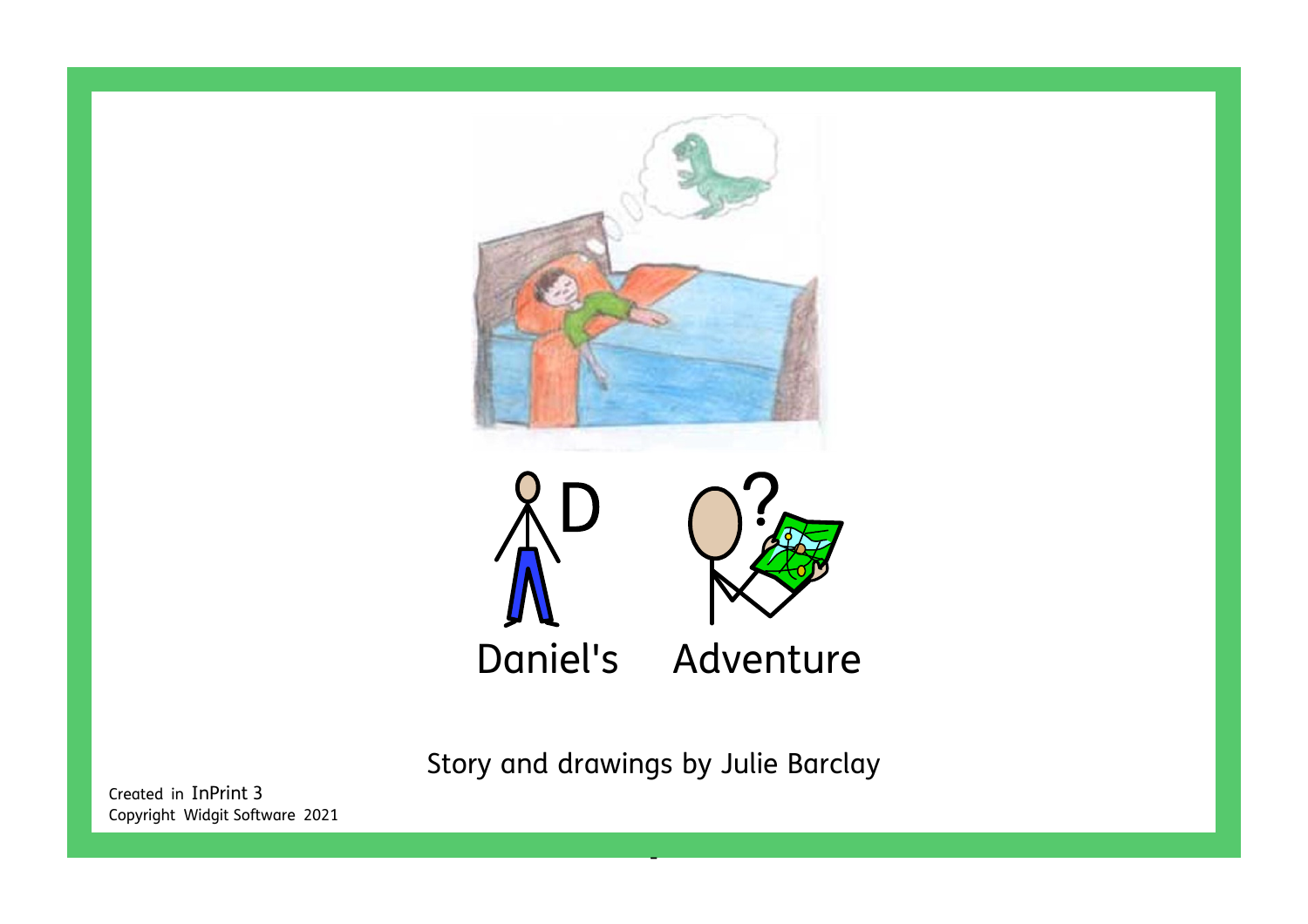# Daniel's Adventure

Story and drawings by Julie Barclay

Created in InPrint 3
Copyright Widgit Software 2021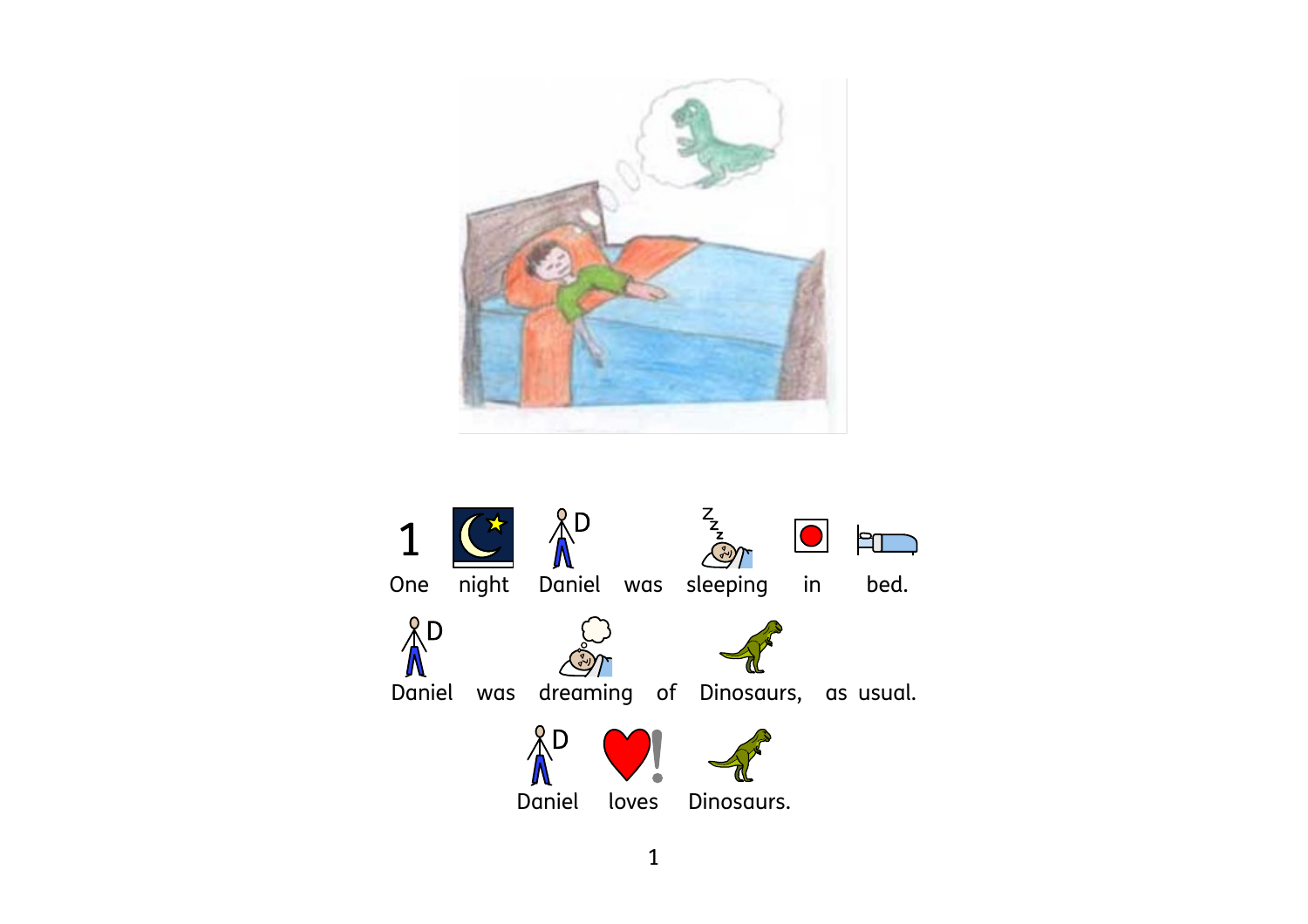1 One night Daniel was sleeping in bed.

Daniel was dreaming of Dinosaurs, as usual.

Daniel loves Dinosaurs.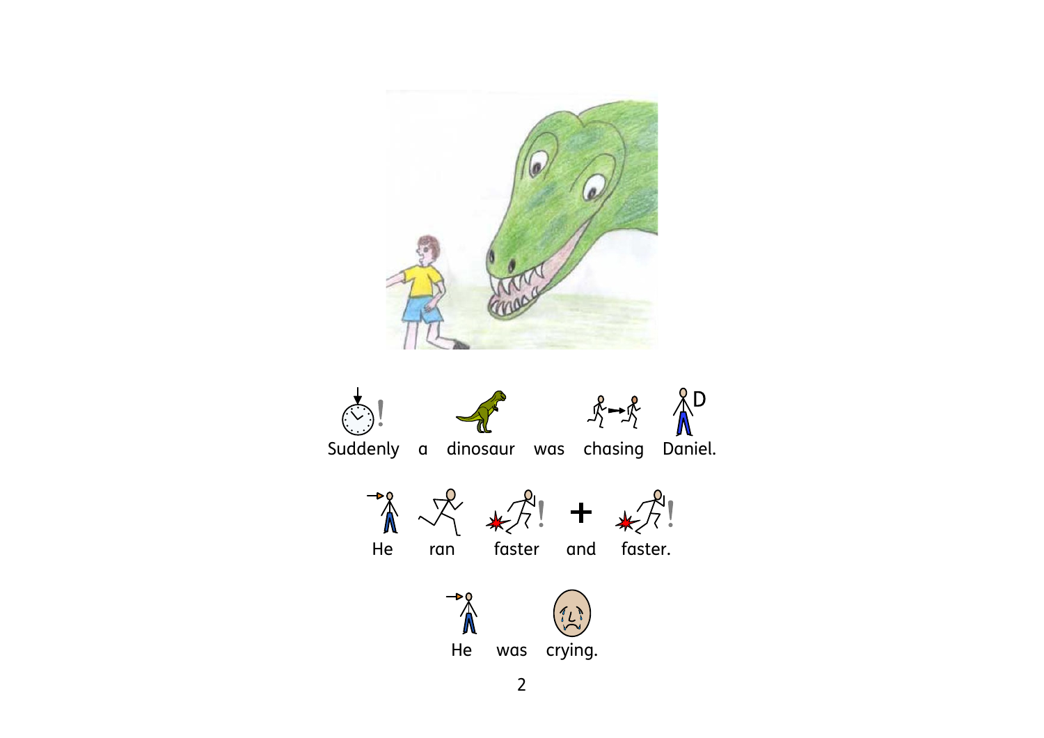Suddenly a dinosaur was chasing Daniel.

He ran faster and faster.

He was crying.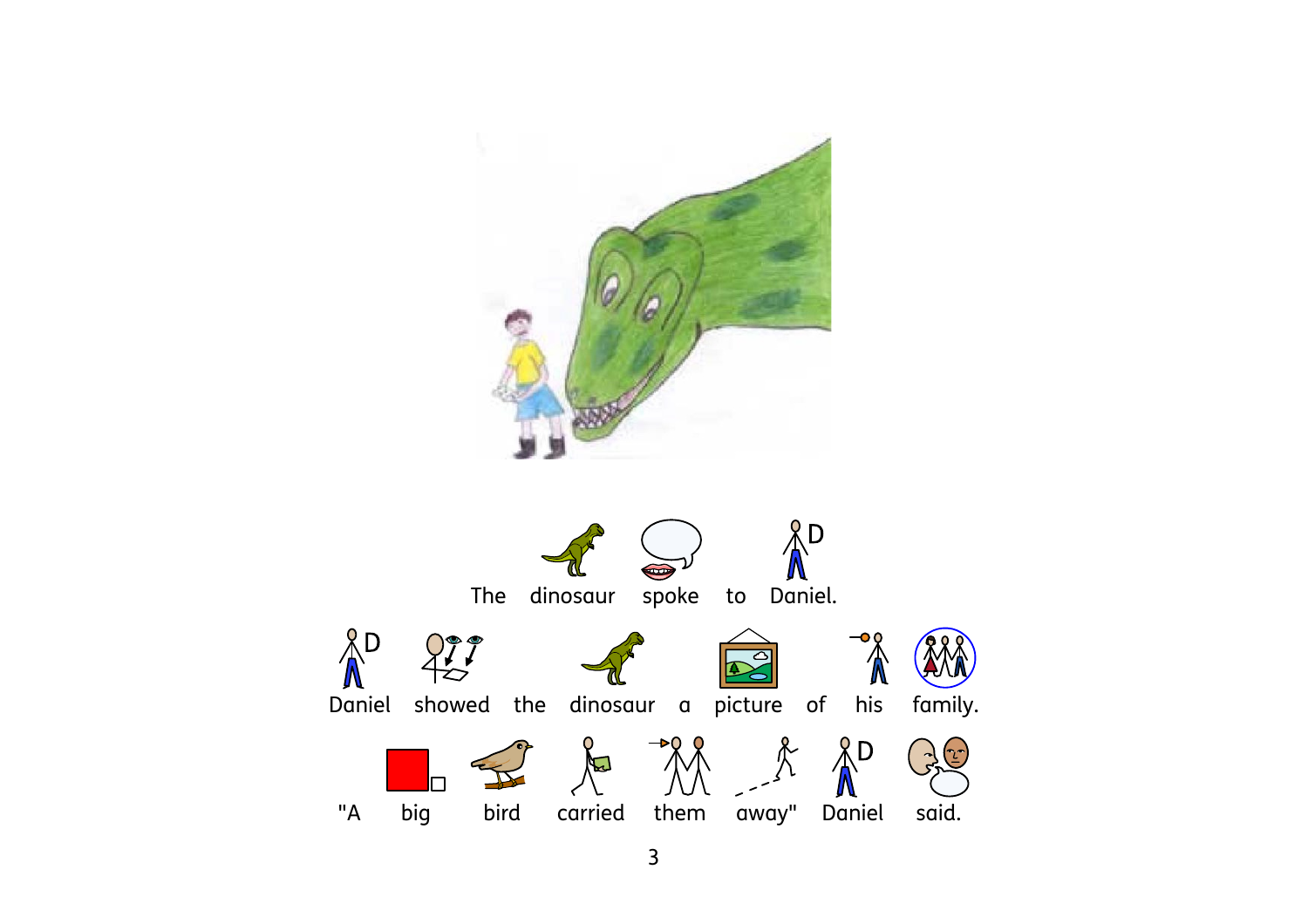The dinosaur spoke to Daniel.

Daniel showed the dinosaur a picture of his family.

"A big bird carried them away" Daniel said.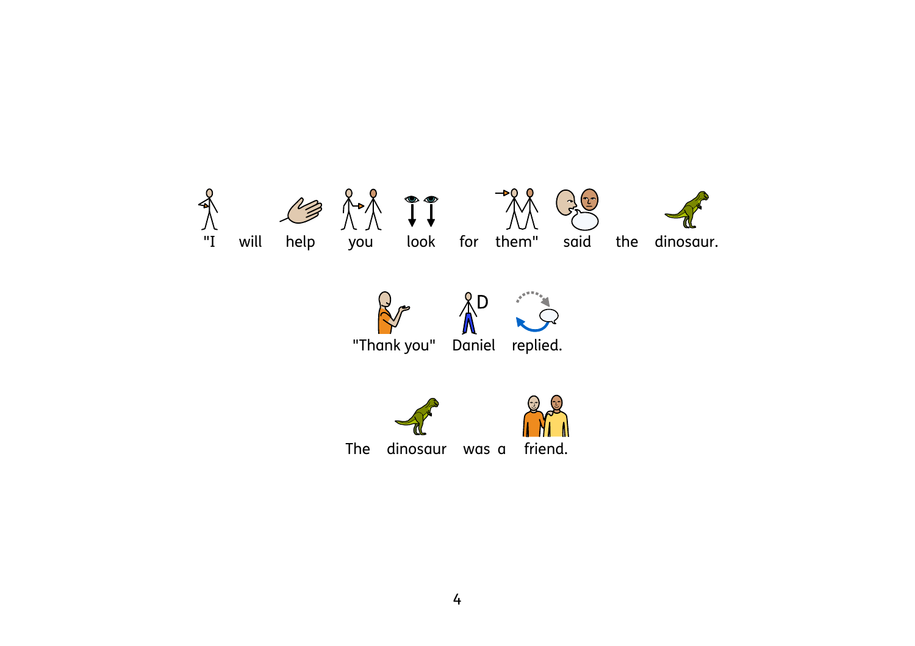"I will help you look for them" said the dinosaur.

"Thank you" Daniel replied.

The dinosaur was a friend.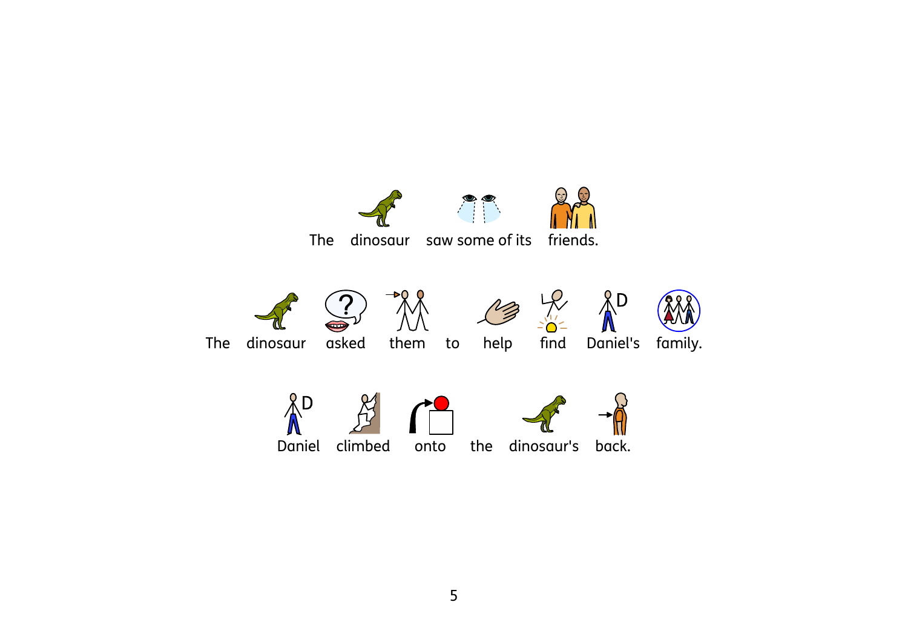The dinosaur saw some of its friends.

The dinosaur asked them to help find Daniel's family.

Daniel climbed onto the dinosaur's back.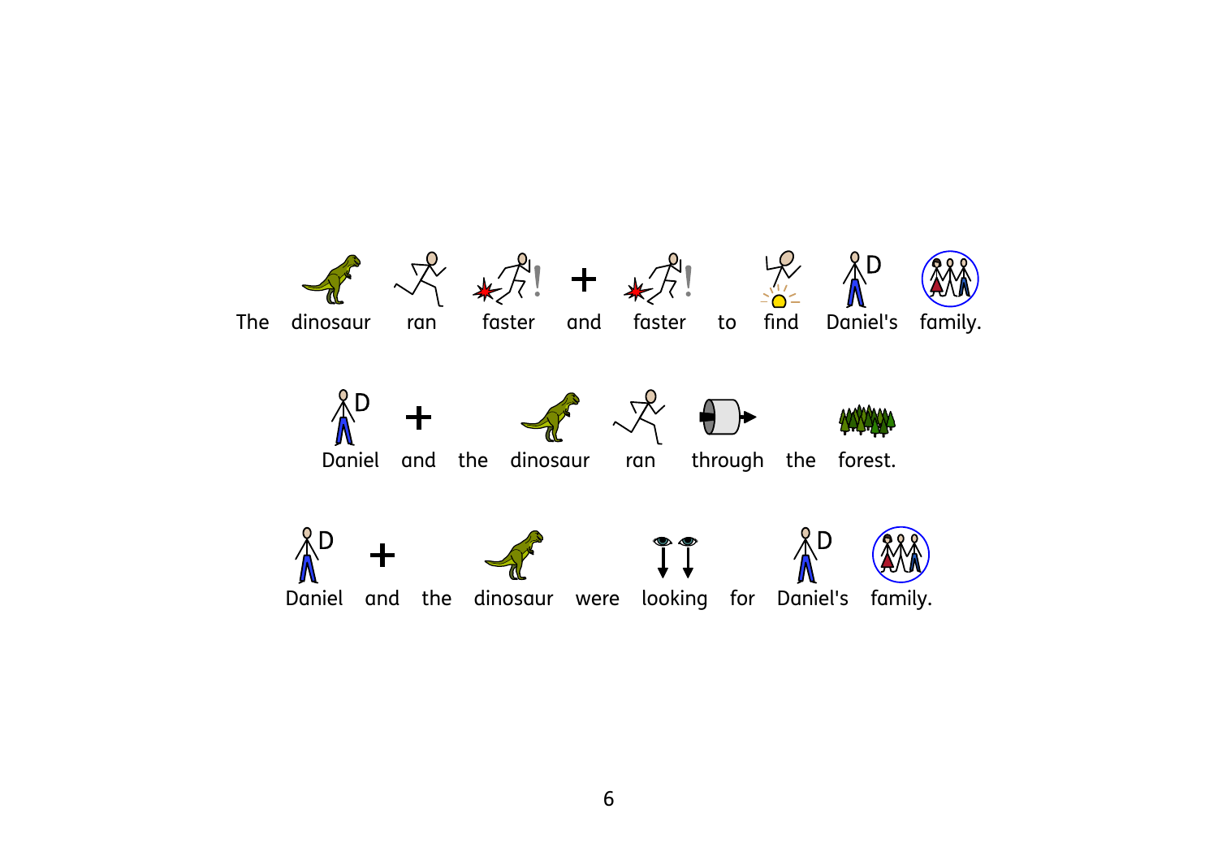The dinosaur ran faster and faster to find Daniel's family.

Daniel and the dinosaur ran through the forest.

Daniel and the dinosaur were looking for Daniel's family.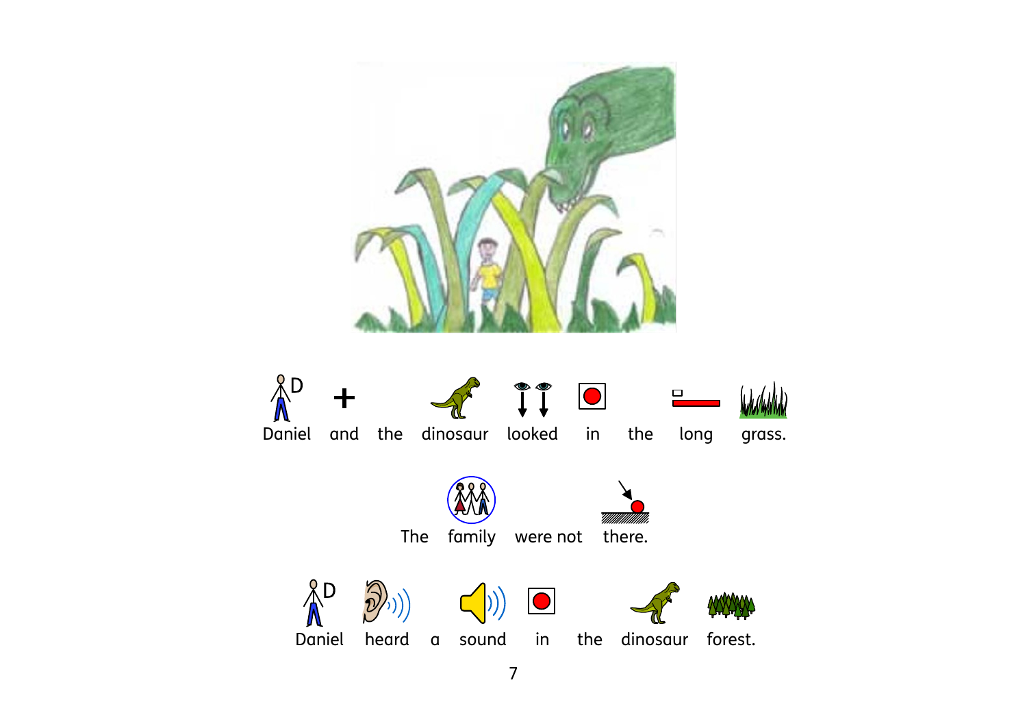Daniel and the dinosaur looked in the long grass.

The family were not there.

Daniel heard a sound in the dinosaur forest.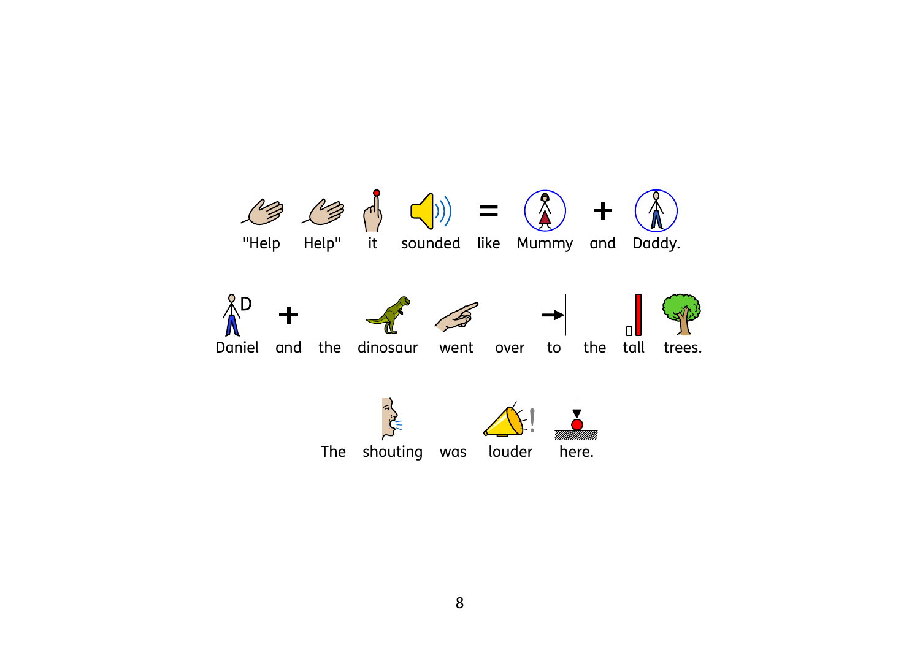"Help Help" it sounded like Mummy and Daddy.

Daniel and the dinosaur went over to the tall trees.

The shouting was louder here.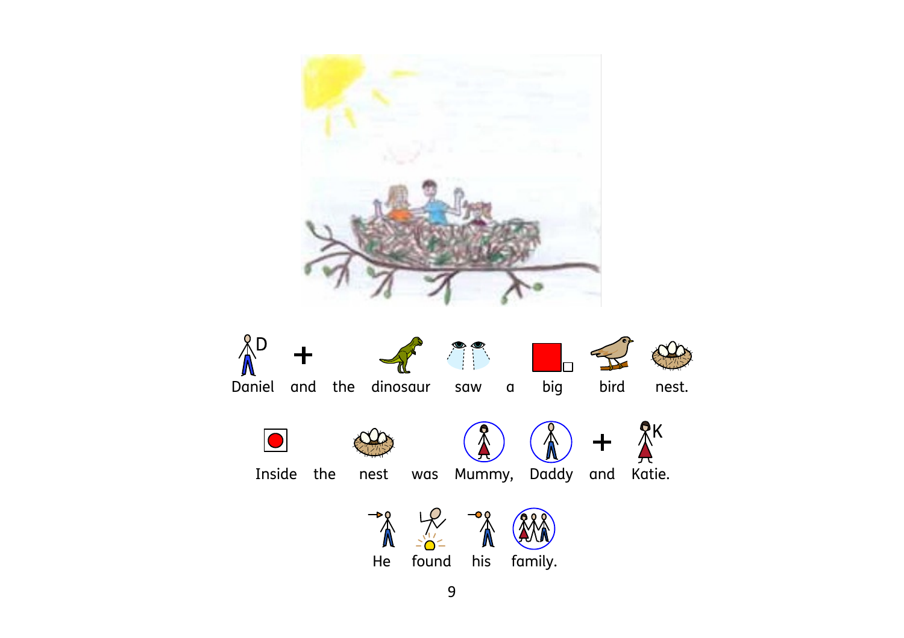Daniel and the dinosaur saw a big bird nest.

Inside the nest was Mummy, Daddy and Katie.

He found his family.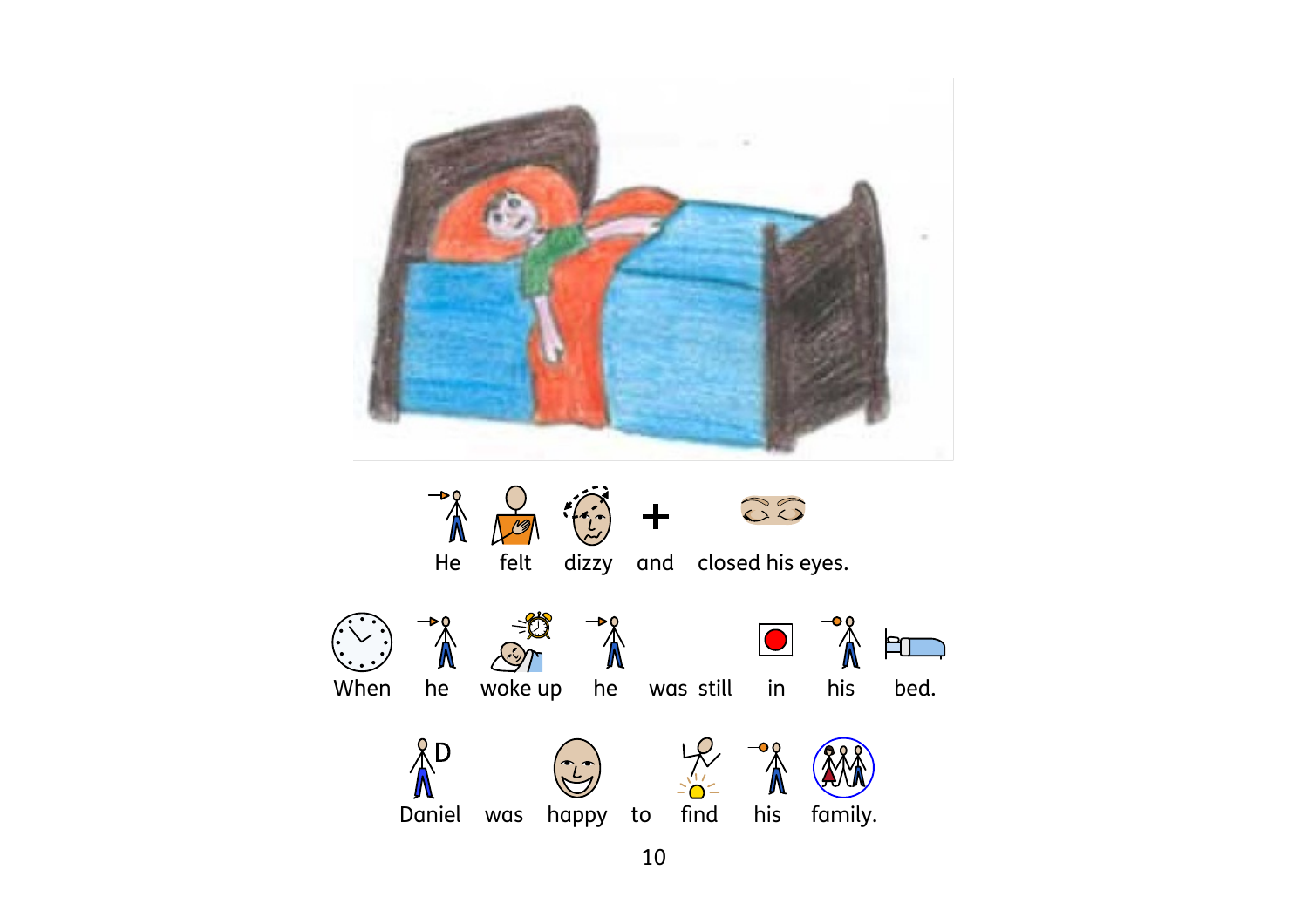He felt dizzy and closed his eyes.

When he woke up he was still in his bed.

Daniel was happy to find his family.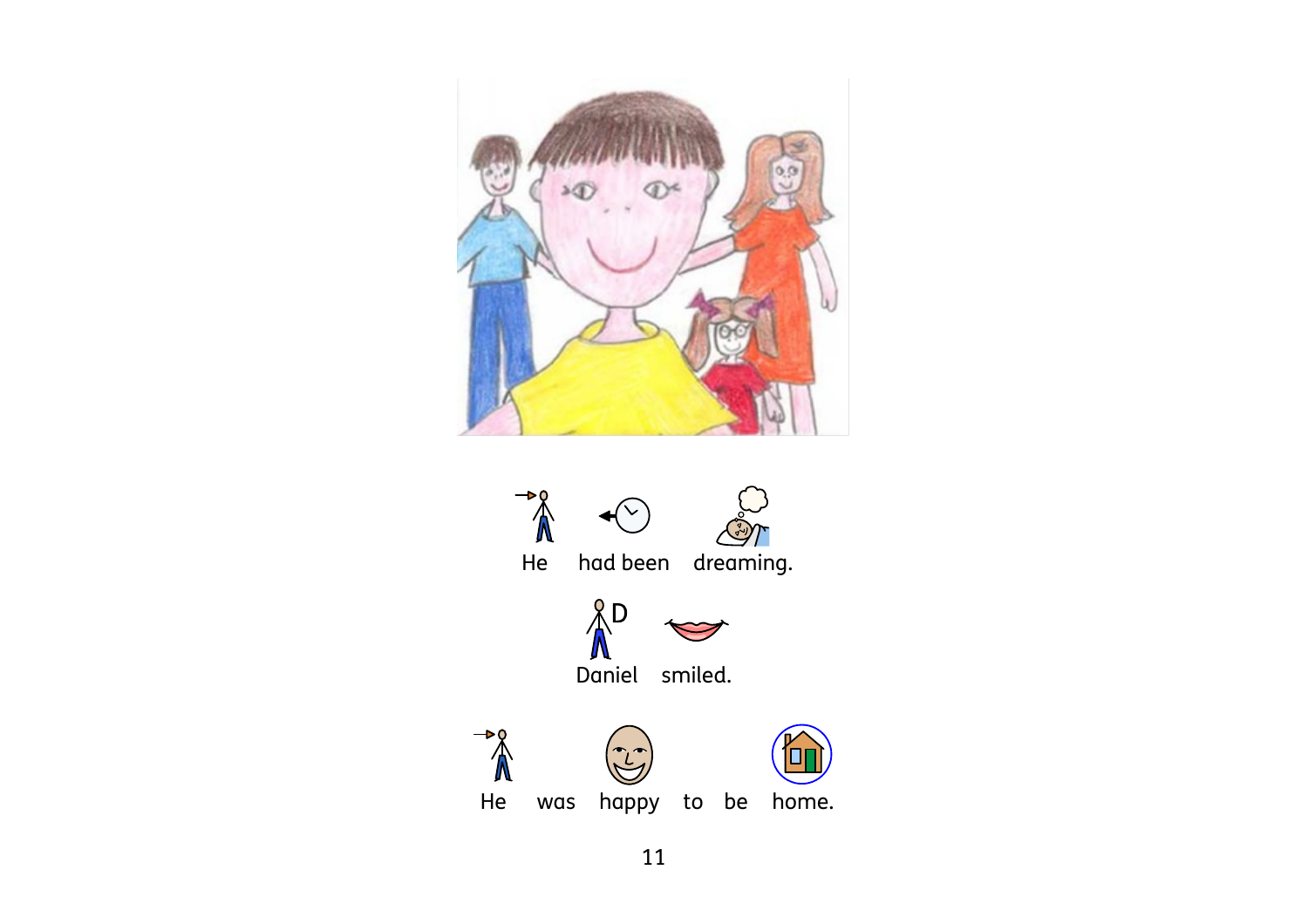He had been dreaming.

Daniel smiled.

He was happy to be home.